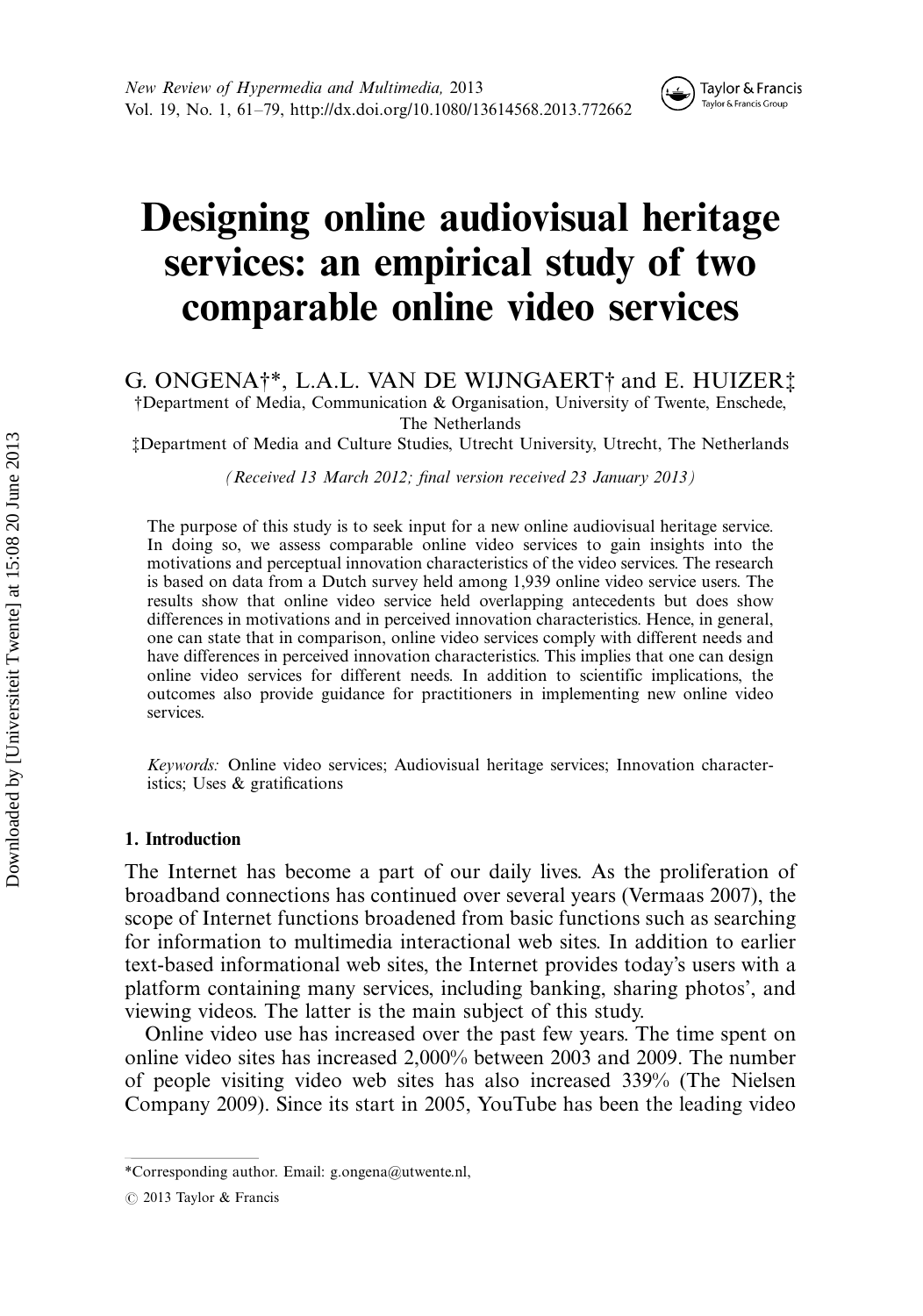# Designing online audiovisual heritage services: an empirical study of two comparable online video services

G. ONGENA†*, L.A.L. VAN DE WIJNGAERT† and E. HUIZER‡

†Department of Media, Communication & Organisation, University of Twente, Enschede, The Netherlands

‡Department of Media and Culture Studies, Utrecht University, Utrecht, The Netherlands

*(Received 13 March 2012; final version received 23 January 2013)*

The purpose of this study is to seek input for a new online audiovisual heritage service. In doing so, we assess comparable online video services to gain insights into the motivations and perceptual innovation characteristics of the video services. The research is based on data from a Dutch survey held among 1,939 online video service users. The results show that online video service held overlapping antecedents but does show differences in motivations and in perceived innovation characteristics. Hence, in general, one can state that in comparison, online video services comply with different needs and have differences in perceived innovation characteristics. This implies that one can design online video services for different needs. In addition to scientific implications, the outcomes also provide guidance for practitioners in implementing new online video services.

*Keywords:* Online video services; Audiovisual heritage services; Innovation characteristics; Uses & gratifications

## 1. Introduction

The Internet has become a part of our daily lives. As the proliferation of broadband connections has continued over several years (Vermaas 2007), the scope of Internet functions broadened from basic functions such as searching for information to multimedia interactional web sites. In addition to earlier text-based informational web sites, the Internet provides today's users with a platform containing many services, including banking, sharing photos', and viewing videos. The latter is the main subject of this study.

Online video use has increased over the past few years. The time spent on online video sites has increased 2,000% between 2003 and 2009. The number of people visiting video web sites has also increased 339% (The Nielsen Company 2009). Since its start in 2005, YouTube has been the leading video

*Corresponding author. Email: g.ongena@utwente.nl,

© 2013 Taylor & Francis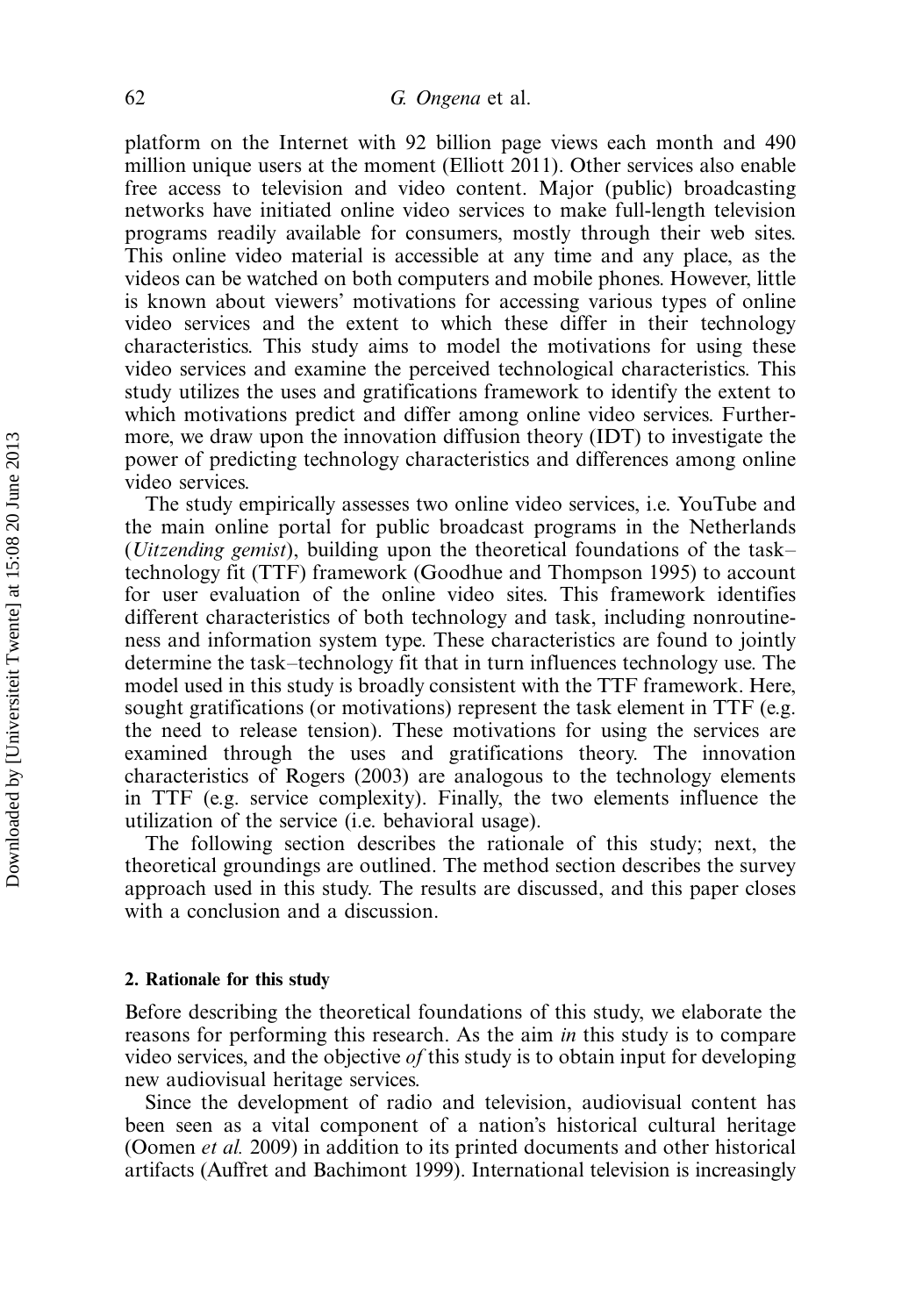platform on the Internet with 92 billion page views each month and 490 million unique users at the moment (Elliott 2011). Other services also enable free access to television and video content. Major (public) broadcasting networks have initiated online video services to make full-length television programs readily available for consumers, mostly through their web sites. This online video material is accessible at any time and any place, as the videos can be watched on both computers and mobile phones. However, little is known about viewers' motivations for accessing various types of online video services and the extent to which these differ in their technology characteristics. This study aims to model the motivations for using these video services and examine the perceived technological characteristics. This study utilizes the uses and gratifications framework to identify the extent to which motivations predict and differ among online video services. Furthermore, we draw upon the innovation diffusion theory (IDT) to investigate the power of predicting technology characteristics and differences among online video services.

The study empirically assesses two online video services, i.e. YouTube and the main online portal for public broadcast programs in the Netherlands (*Uitzending gemist*), building upon the theoretical foundations of the task–technology fit (TTF) framework (Goodhue and Thompson 1995) to account for user evaluation of the online video sites. This framework identifies different characteristics of both technology and task, including nonroutineness and information system type. These characteristics are found to jointly determine the task–technology fit that in turn influences technology use. The model used in this study is broadly consistent with the TTF framework. Here, sought gratifications (or motivations) represent the task element in TTF (e.g. the need to release tension). These motivations for using the services are examined through the uses and gratifications theory. The innovation characteristics of Rogers (2003) are analogous to the technology elements in TTF (e.g. service complexity). Finally, the two elements influence the utilization of the service (i.e. behavioral usage).

The following section describes the rationale of this study; next, the theoretical groundings are outlined. The method section describes the survey approach used in this study. The results are discussed, and this paper closes with a conclusion and a discussion.

## 2. Rationale for this study

Before describing the theoretical foundations of this study, we elaborate the reasons for performing this research. As the aim *in* this study is to compare video services, and the objective *of* this study is to obtain input for developing new audiovisual heritage services.

Since the development of radio and television, audiovisual content has been seen as a vital component of a nation's historical cultural heritage (Oomen *et al.* 2009) in addition to its printed documents and other historical artifacts (Auffret and Bachimont 1999). International television is increasingly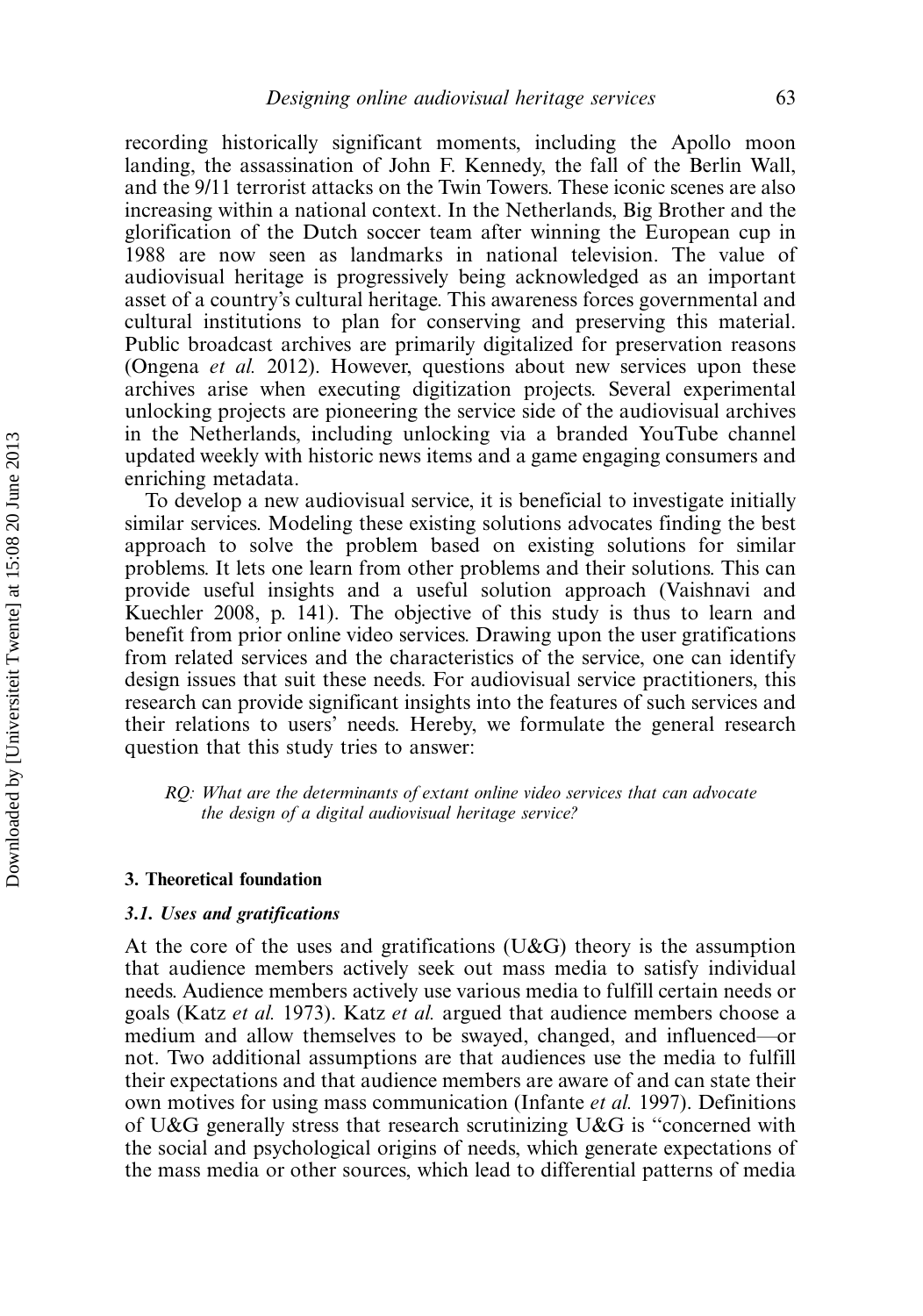recording historically significant moments, including the Apollo moon landing, the assassination of John F. Kennedy, the fall of the Berlin Wall, and the 9/11 terrorist attacks on the Twin Towers. These iconic scenes are also increasing within a national context. In the Netherlands, Big Brother and the glorification of the Dutch soccer team after winning the European cup in 1988 are now seen as landmarks in national television. The value of audiovisual heritage is progressively being acknowledged as an important asset of a country's cultural heritage. This awareness forces governmental and cultural institutions to plan for conserving and preserving this material. Public broadcast archives are primarily digitalized for preservation reasons (Ongena *et al.* 2012). However, questions about new services upon these archives arise when executing digitization projects. Several experimental unlocking projects are pioneering the service side of the audiovisual archives in the Netherlands, including unlocking via a branded YouTube channel updated weekly with historic news items and a game engaging consumers and enriching metadata.

To develop a new audiovisual service, it is beneficial to investigate initially similar services. Modeling these existing solutions advocates finding the best approach to solve the problem based on existing solutions for similar problems. It lets one learn from other problems and their solutions. This can provide useful insights and a useful solution approach (Vaishnavi and Kuechler 2008, p. 141). The objective of this study is thus to learn and benefit from prior online video services. Drawing upon the user gratifications from related services and the characteristics of the service, one can identify design issues that suit these needs. For audiovisual service practitioners, this research can provide significant insights into the features of such services and their relations to users' needs. Hereby, we formulate the general research question that this study tries to answer:

> *RQ: What are the determinants of extant online video services that can advocate the design of a digital audiovisual heritage service?*

## 3. Theoretical foundation

### 3.1. Uses and gratifications

At the core of the uses and gratifications (U&G) theory is the assumption that audience members actively seek out mass media to satisfy individual needs. Audience members actively use various media to fulfill certain needs or goals (Katz *et al.* 1973). Katz *et al.* argued that audience members choose a medium and allow themselves to be swayed, changed, and influenced—or not. Two additional assumptions are that audiences use the media to fulfill their expectations and that audience members are aware of and can state their own motives for using mass communication (Infante *et al.* 1997). Definitions of U&G generally stress that research scrutinizing U&G is "concerned with the social and psychological origins of needs, which generate expectations of the mass media or other sources, which lead to differential patterns of media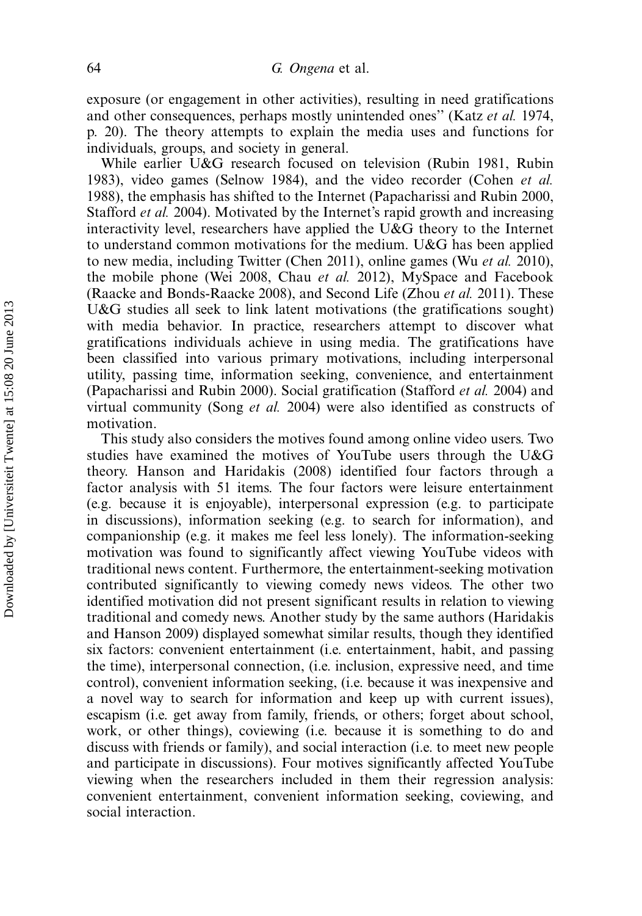exposure (or engagement in other activities), resulting in need gratifications and other consequences, perhaps mostly unintended ones'' (Katz *et al.* 1974, p. 20). The theory attempts to explain the media uses and functions for individuals, groups, and society in general.

While earlier U&G research focused on television (Rubin 1981, Rubin 1983), video games (Selnow 1984), and the video recorder (Cohen *et al.* 1988), the emphasis has shifted to the Internet (Papacharissi and Rubin 2000, Stafford *et al.* 2004). Motivated by the Internet's rapid growth and increasing interactivity level, researchers have applied the U&G theory to the Internet to understand common motivations for the medium. U&G has been applied to new media, including Twitter (Chen 2011), online games (Wu *et al.* 2010), the mobile phone (Wei 2008, Chau *et al.* 2012), MySpace and Facebook (Raacke and Bonds-Raacke 2008), and Second Life (Zhou *et al.* 2011). These U&G studies all seek to link latent motivations (the gratifications sought) with media behavior. In practice, researchers attempt to discover what gratifications individuals achieve in using media. The gratifications have been classified into various primary motivations, including interpersonal utility, passing time, information seeking, convenience, and entertainment (Papacharissi and Rubin 2000). Social gratification (Stafford *et al.* 2004) and virtual community (Song *et al.* 2004) were also identified as constructs of motivation.

This study also considers the motives found among online video users. Two studies have examined the motives of YouTube users through the U&G theory. Hanson and Haridakis (2008) identified four factors through a factor analysis with 51 items. The four factors were leisure entertainment (e.g. because it is enjoyable), interpersonal expression (e.g. to participate in discussions), information seeking (e.g. to search for information), and companionship (e.g. it makes me feel less lonely). The information-seeking motivation was found to significantly affect viewing YouTube videos with traditional news content. Furthermore, the entertainment-seeking motivation contributed significantly to viewing comedy news videos. The other two identified motivation did not present significant results in relation to viewing traditional and comedy news. Another study by the same authors (Haridakis and Hanson 2009) displayed somewhat similar results, though they identified six factors: convenient entertainment (i.e. entertainment, habit, and passing the time), interpersonal connection, (i.e. inclusion, expressive need, and time control), convenient information seeking, (i.e. because it was inexpensive and a novel way to search for information and keep up with current issues), escapism (i.e. get away from family, friends, or others; forget about school, work, or other things), coviewing (i.e. because it is something to do and discuss with friends or family), and social interaction (i.e. to meet new people and participate in discussions). Four motives significantly affected YouTube viewing when the researchers included in them their regression analysis: convenient entertainment, convenient information seeking, coviewing, and social interaction.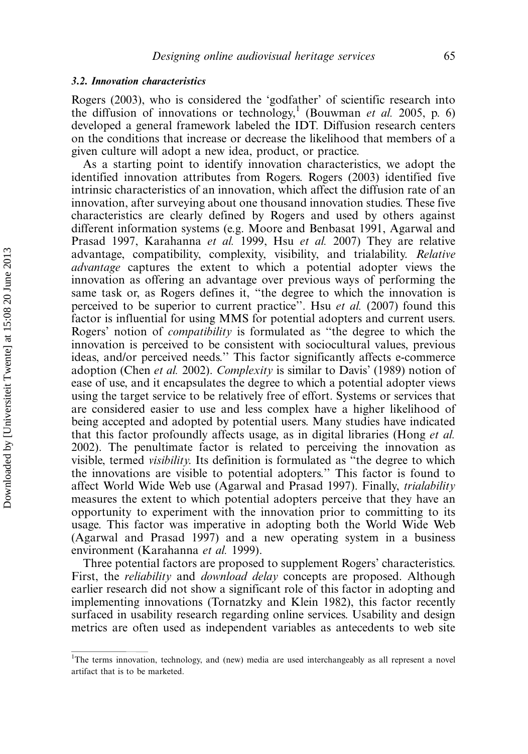### 3.2. Innovation characteristics

Rogers (2003), who is considered the 'godfather' of scientific research into the diffusion of innovations or technology,[1] (Bouwman *et al.* 2005, p. 6) developed a general framework labeled the IDT. Diffusion research centers on the conditions that increase or decrease the likelihood that members of a given culture will adopt a new idea, product, or practice.

As a starting point to identify innovation characteristics, we adopt the identified innovation attributes from Rogers. Rogers (2003) identified five intrinsic characteristics of an innovation, which affect the diffusion rate of an innovation, after surveying about one thousand innovation studies. These five characteristics are clearly defined by Rogers and used by others against different information systems (e.g. Moore and Benbasat 1991, Agarwal and Prasad 1997, Karahanna *et al.* 1999, Hsu *et al.* 2007) They are relative advantage, compatibility, complexity, visibility, and trialability. *Relative advantage* captures the extent to which a potential adopter views the innovation as offering an advantage over previous ways of performing the same task or, as Rogers defines it, "the degree to which the innovation is perceived to be superior to current practice". Hsu *et al.* (2007) found this factor is influential for using MMS for potential adopters and current users. Rogers' notion of *compatibility* is formulated as "the degree to which the innovation is perceived to be consistent with sociocultural values, previous ideas, and/or perceived needs." This factor significantly affects e-commerce adoption (Chen *et al.* 2002). *Complexity* is similar to Davis' (1989) notion of ease of use, and it encapsulates the degree to which a potential adopter views using the target service to be relatively free of effort. Systems or services that are considered easier to use and less complex have a higher likelihood of being accepted and adopted by potential users. Many studies have indicated that this factor profoundly affects usage, as in digital libraries (Hong *et al.* 2002). The penultimate factor is related to perceiving the innovation as visible, termed *visibility*. Its definition is formulated as "the degree to which the innovations are visible to potential adopters." This factor is found to affect World Wide Web use (Agarwal and Prasad 1997). Finally, *trialability* measures the extent to which potential adopters perceive that they have an opportunity to experiment with the innovation prior to committing to its usage. This factor was imperative in adopting both the World Wide Web (Agarwal and Prasad 1997) and a new operating system in a business environment (Karahanna *et al.* 1999).

Three potential factors are proposed to supplement Rogers' characteristics. First, the *reliability* and *download delay* concepts are proposed. Although earlier research did not show a significant role of this factor in adopting and implementing innovations (Tornatzky and Klein 1982), this factor recently surfaced in usability research regarding online services. Usability and design metrics are often used as independent variables as antecedents to web site

[1]The terms innovation, technology, and (new) media are used interchangeably as all represent a novel artifact that is to be marketed.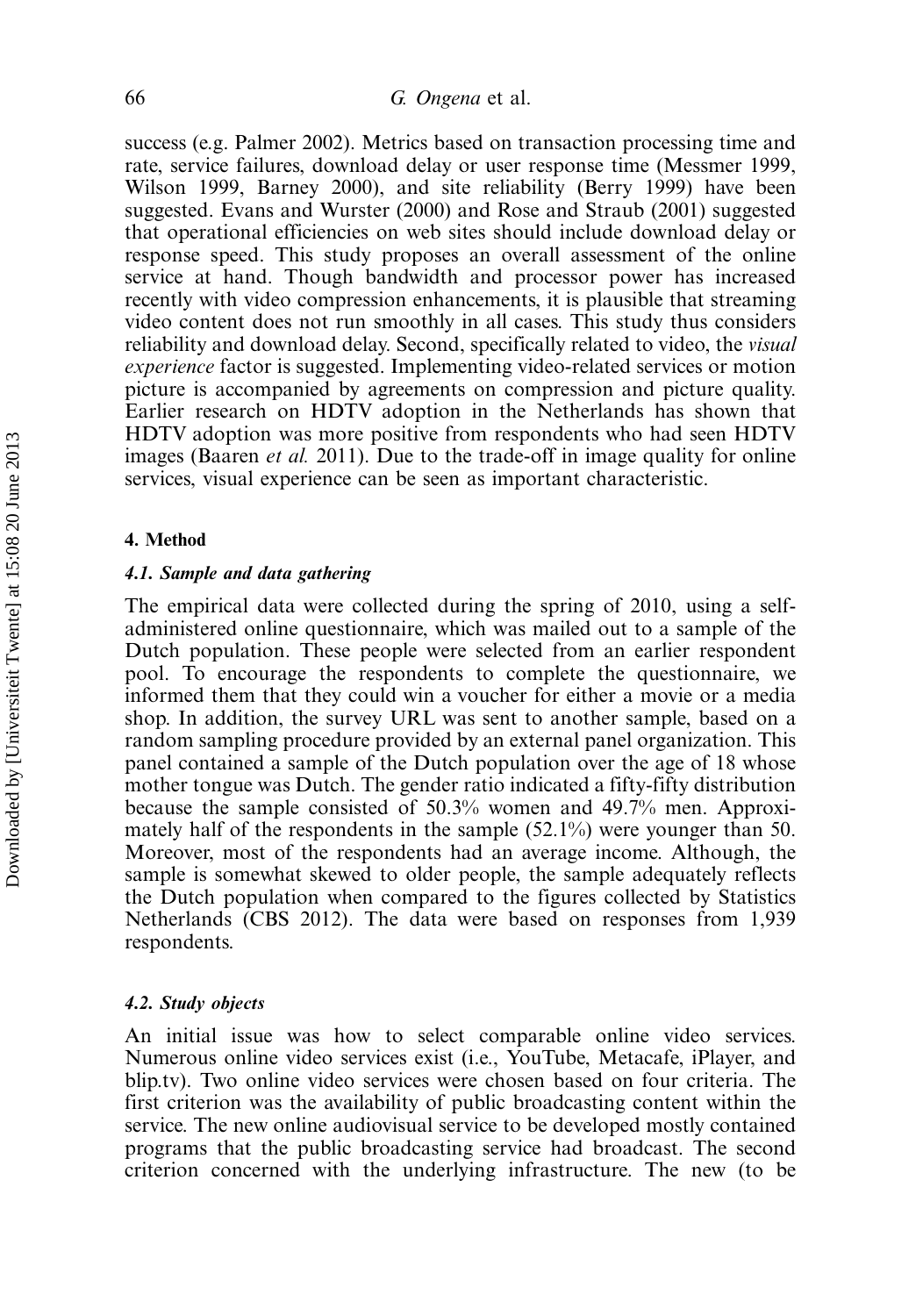success (e.g. Palmer 2002). Metrics based on transaction processing time and rate, service failures, download delay or user response time (Messmer 1999, Wilson 1999, Barney 2000), and site reliability (Berry 1999) have been suggested. Evans and Wurster (2000) and Rose and Straub (2001) suggested that operational efficiencies on web sites should include download delay or response speed. This study proposes an overall assessment of the online service at hand. Though bandwidth and processor power has increased recently with video compression enhancements, it is plausible that streaming video content does not run smoothly in all cases. This study thus considers reliability and download delay. Second, specifically related to video, the *visual experience* factor is suggested. Implementing video-related services or motion picture is accompanied by agreements on compression and picture quality. Earlier research on HDTV adoption in the Netherlands has shown that HDTV adoption was more positive from respondents who had seen HDTV images (Baaren *et al.* 2011). Due to the trade-off in image quality for online services, visual experience can be seen as important characteristic.

## 4. Method

### *4.1. Sample and data gathering*

The empirical data were collected during the spring of 2010, using a self-administered online questionnaire, which was mailed out to a sample of the Dutch population. These people were selected from an earlier respondent pool. To encourage the respondents to complete the questionnaire, we informed them that they could win a voucher for either a movie or a media shop. In addition, the survey URL was sent to another sample, based on a random sampling procedure provided by an external panel organization. This panel contained a sample of the Dutch population over the age of 18 whose mother tongue was Dutch. The gender ratio indicated a fifty-fifty distribution because the sample consisted of 50.3% women and 49.7% men. Approximately half of the respondents in the sample (52.1%) were younger than 50. Moreover, most of the respondents had an average income. Although, the sample is somewhat skewed to older people, the sample adequately reflects the Dutch population when compared to the figures collected by Statistics Netherlands (CBS 2012). The data were based on responses from 1,939 respondents.

### *4.2. Study objects*

An initial issue was how to select comparable online video services. Numerous online video services exist (i.e., YouTube, Metacafe, iPlayer, and blip.tv). Two online video services were chosen based on four criteria. The first criterion was the availability of public broadcasting content within the service. The new online audiovisual service to be developed mostly contained programs that the public broadcasting service had broadcast. The second criterion concerned with the underlying infrastructure. The new (to be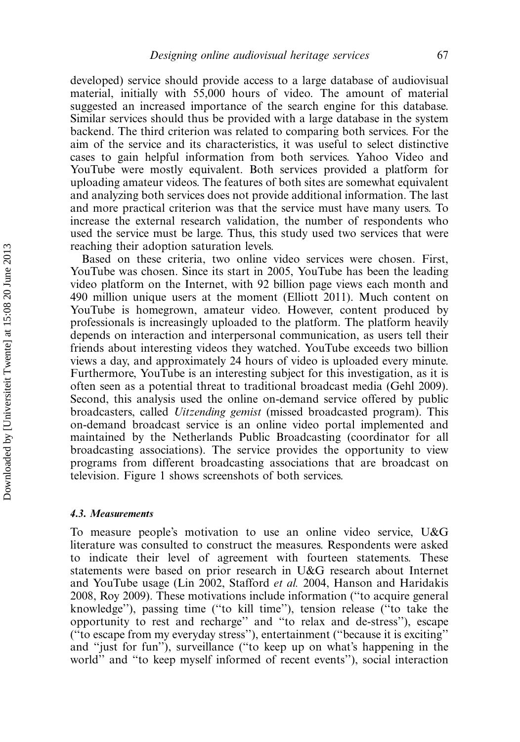developed) service should provide access to a large database of audiovisual material, initially with 55,000 hours of video. The amount of material suggested an increased importance of the search engine for this database. Similar services should thus be provided with a large database in the system backend. The third criterion was related to comparing both services. For the aim of the service and its characteristics, it was useful to select distinctive cases to gain helpful information from both services. Yahoo Video and YouTube were mostly equivalent. Both services provided a platform for uploading amateur videos. The features of both sites are somewhat equivalent and analyzing both services does not provide additional information. The last and more practical criterion was that the service must have many users. To increase the external research validation, the number of respondents who used the service must be large. Thus, this study used two services that were reaching their adoption saturation levels.

Based on these criteria, two online video services were chosen. First, YouTube was chosen. Since its start in 2005, YouTube has been the leading video platform on the Internet, with 92 billion page views each month and 490 million unique users at the moment (Elliott 2011). Much content on YouTube is homegrown, amateur video. However, content produced by professionals is increasingly uploaded to the platform. The platform heavily depends on interaction and interpersonal communication, as users tell their friends about interesting videos they watched. YouTube exceeds two billion views a day, and approximately 24 hours of video is uploaded every minute. Furthermore, YouTube is an interesting subject for this investigation, as it is often seen as a potential threat to traditional broadcast media (Gehl 2009). Second, this analysis used the online on-demand service offered by public broadcasters, called *Uitzending gemist* (missed broadcasted program). This on-demand broadcast service is an online video portal implemented and maintained by the Netherlands Public Broadcasting (coordinator for all broadcasting associations). The service provides the opportunity to view programs from different broadcasting associations that are broadcast on television. Figure 1 shows screenshots of both services.

#### *4.3. Measurements*

To measure people's motivation to use an online video service, U&G literature was consulted to construct the measures. Respondents were asked to indicate their level of agreement with fourteen statements. These statements were based on prior research in U&G research about Internet and YouTube usage (Lin 2002, Stafford *et al.* 2004, Hanson and Haridakis 2008, Roy 2009). These motivations include information ("to acquire general knowledge"), passing time ("to kill time"), tension release ("to take the opportunity to rest and recharge" and "to relax and de-stress"), escape ("to escape from my everyday stress"), entertainment ("because it is exciting" and "just for fun"), surveillance ("to keep up on what's happening in the world" and "to keep myself informed of recent events"), social interaction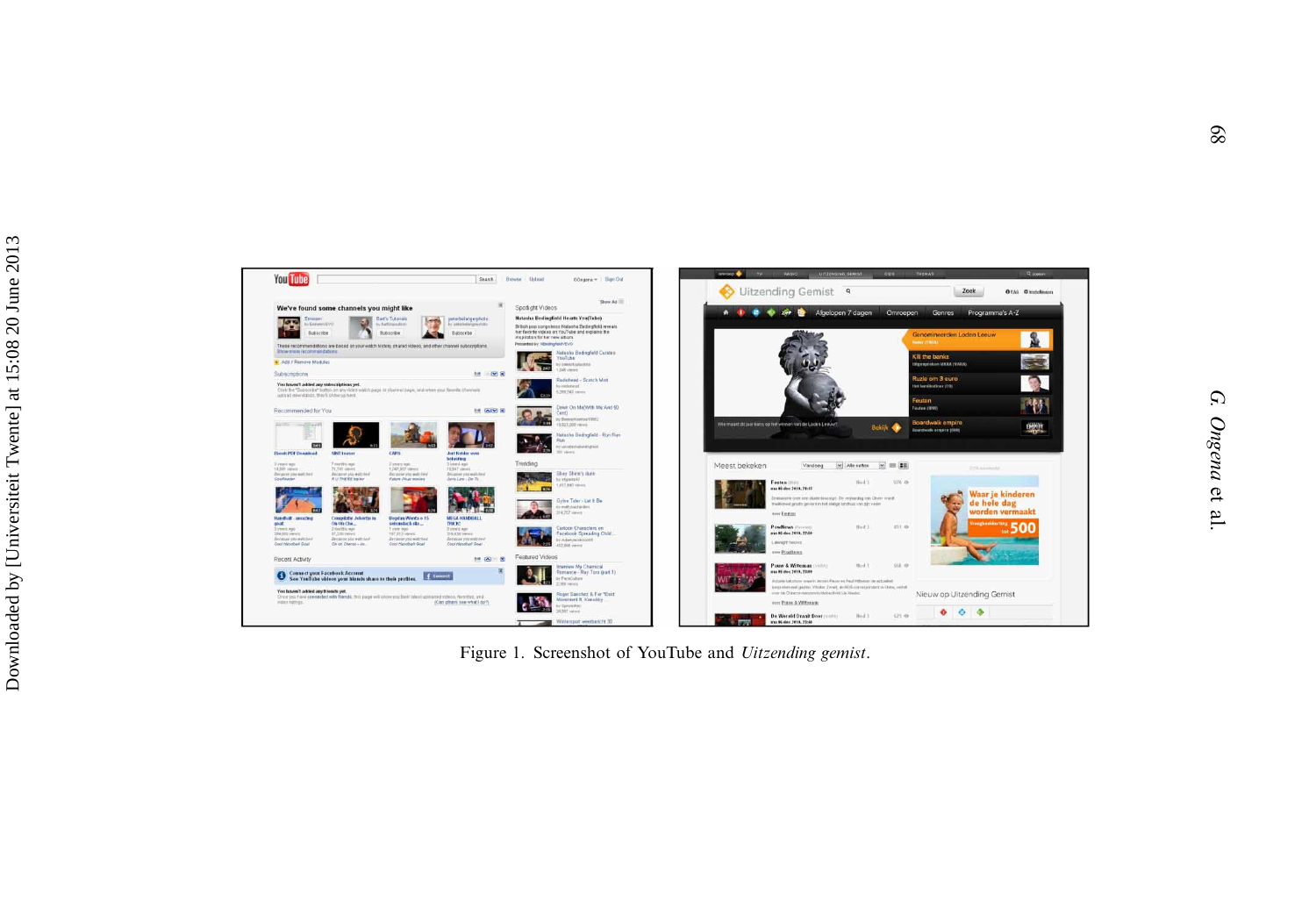Figure 1. Screenshot of YouTube and *Uitzending gemist*.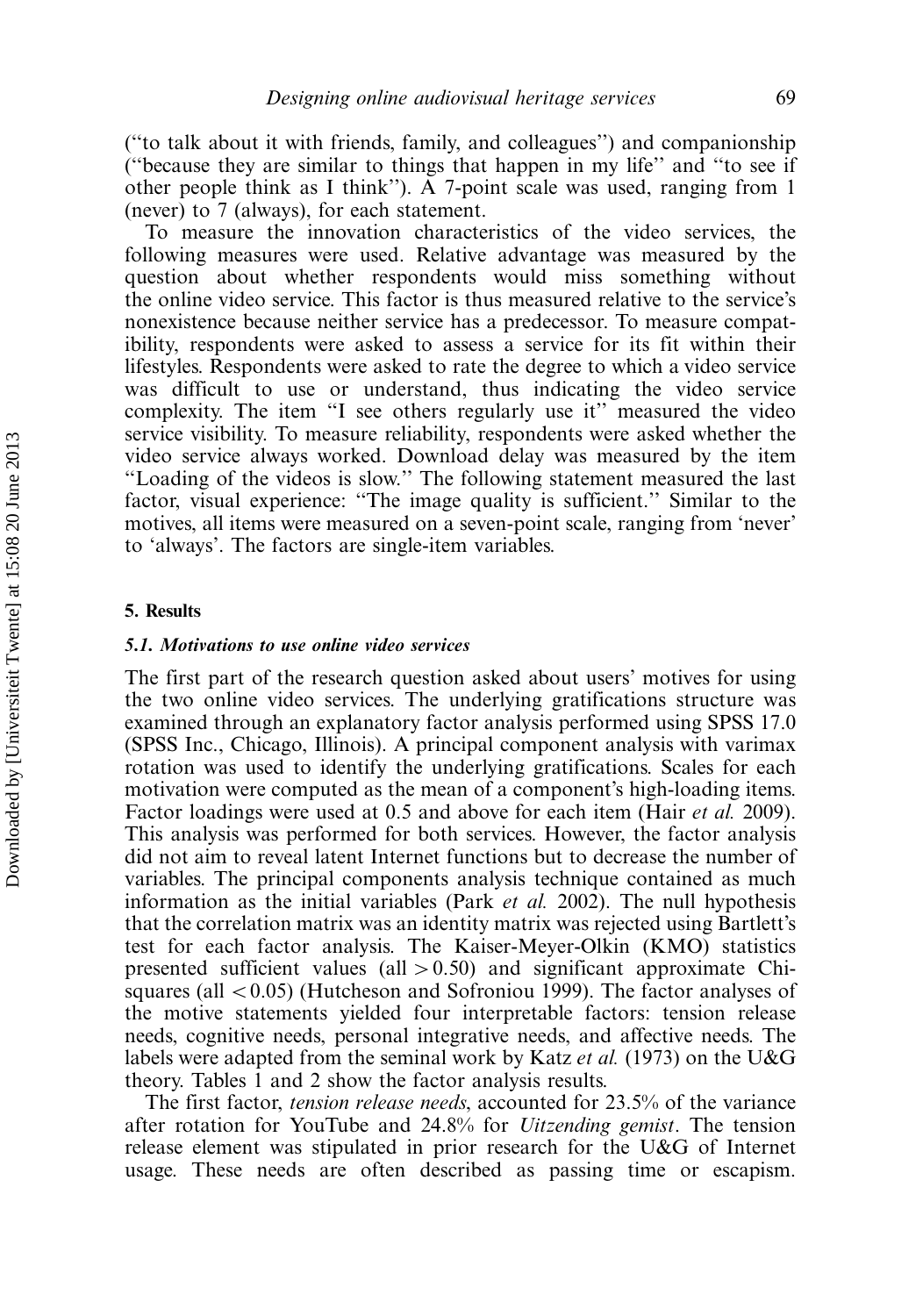("to talk about it with friends, family, and colleagues") and companionship ("because they are similar to things that happen in my life" and "to see if other people think as I think"). A 7-point scale was used, ranging from 1 (never) to 7 (always), for each statement.

To measure the innovation characteristics of the video services, the following measures were used. Relative advantage was measured by the question about whether respondents would miss something without the online video service. This factor is thus measured relative to the service's nonexistence because neither service has a predecessor. To measure compatibility, respondents were asked to assess a service for its fit within their lifestyles. Respondents were asked to rate the degree to which a video service was difficult to use or understand, thus indicating the video service complexity. The item "I see others regularly use it" measured the video service visibility. To measure reliability, respondents were asked whether the video service always worked. Download delay was measured by the item "Loading of the videos is slow." The following statement measured the last factor, visual experience: "The image quality is sufficient." Similar to the motives, all items were measured on a seven-point scale, ranging from 'never' to 'always'. The factors are single-item variables.

## 5. Results

### 5.1. Motivations to use online video services

The first part of the research question asked about users' motives for using the two online video services. The underlying gratifications structure was examined through an explanatory factor analysis performed using SPSS 17.0 (SPSS Inc., Chicago, Illinois). A principal component analysis with varimax rotation was used to identify the underlying gratifications. Scales for each motivation were computed as the mean of a component's high-loading items. Factor loadings were used at 0.5 and above for each item (Hair *et al.* 2009). This analysis was performed for both services. However, the factor analysis did not aim to reveal latent Internet functions but to decrease the number of variables. The principal components analysis technique contained as much information as the initial variables (Park *et al.* 2002). The null hypothesis that the correlation matrix was an identity matrix was rejected using Bartlett's test for each factor analysis. The Kaiser-Meyer-Olkin (KMO) statistics presented sufficient values (all $> 0.50$) and significant approximate Chi-squares (all $< 0.05$) (Hutcheson and Sofroniou 1999). The factor analyses of the motive statements yielded four interpretable factors: tension release needs, cognitive needs, personal integrative needs, and affective needs. The labels were adapted from the seminal work by Katz *et al.* (1973) on the U&G theory. Tables 1 and 2 show the factor analysis results.

The first factor, *tension release needs*, accounted for 23.5% of the variance after rotation for YouTube and 24.8% for *Uitzending gemist*. The tension release element was stipulated in prior research for the U&G of Internet usage. These needs are often described as passing time or escapism.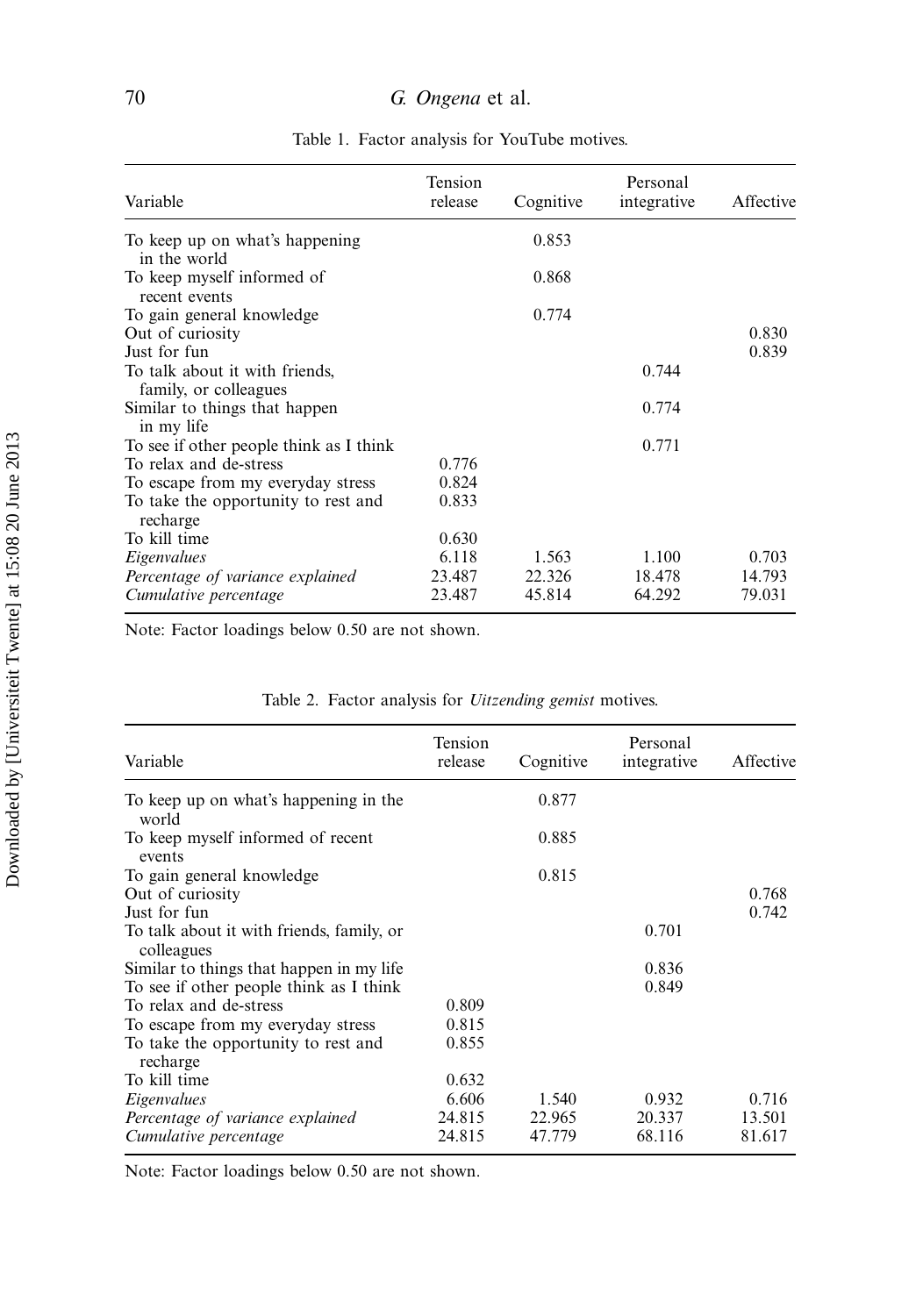Table 1. Factor analysis for YouTube motives.

| Variable | Tension release | Cognitive | Personal integrative | Affective |
|---|---|---|---|---|
| To keep up on what's happening in the world | | 0.853 | | |
| To keep myself informed of recent events | | 0.868 | | |
| To gain general knowledge | | 0.774 | | |
| Out of curiosity | | | | 0.830 |
| Just for fun | | | | 0.839 |
| To talk about it with friends, family, or colleagues | | | 0.744 | |
| Similar to things that happen in my life | | | 0.774 | |
| To see if other people think as I think | | | 0.771 | |
| To relax and de-stress | 0.776 | | | |
| To escape from my everyday stress | 0.824 | | | |
| To take the opportunity to rest and recharge | 0.833 | | | |
| To kill time | 0.630 | | | |
| *Eigenvalues* | 6.118 | 1.563 | 1.100 | 0.703 |
| *Percentage of variance explained* | 23.487 | 22.326 | 18.478 | 14.793 |
| *Cumulative percentage* | 23.487 | 45.814 | 64.292 | 79.031 |

Note: Factor loadings below 0.50 are not shown.

Table 2. Factor analysis for *Uitzending gemist* motives.

| Variable | Tension release | Cognitive | Personal integrative | Affective |
|---|---|---|---|---|
| To keep up on what's happening in the world | | 0.877 | | |
| To keep myself informed of recent events | | 0.885 | | |
| To gain general knowledge | | 0.815 | | |
| Out of curiosity | | | | 0.768 |
| Just for fun | | | | 0.742 |
| To talk about it with friends, family, or colleagues | | | 0.701 | |
| Similar to things that happen in my life | | | 0.836 | |
| To see if other people think as I think | | | 0.849 | |
| To relax and de-stress | 0.809 | | | |
| To escape from my everyday stress | 0.815 | | | |
| To take the opportunity to rest and recharge | 0.855 | | | |
| To kill time | 0.632 | | | |
| *Eigenvalues* | 6.606 | 1.540 | 0.932 | 0.716 |
| *Percentage of variance explained* | 24.815 | 22.965 | 20.337 | 13.501 |
| *Cumulative percentage* | 24.815 | 47.779 | 68.116 | 81.617 |

Note: Factor loadings below 0.50 are not shown.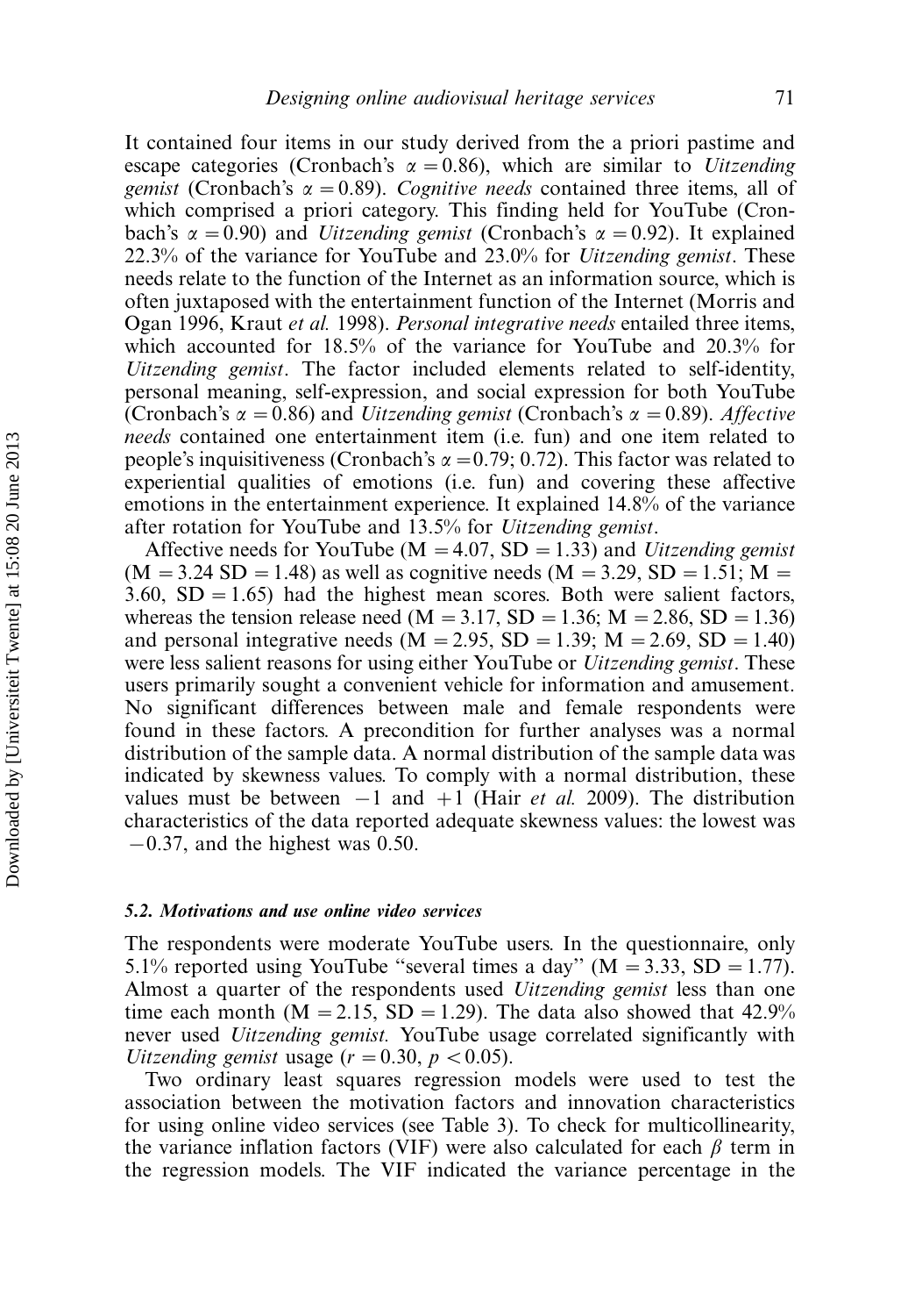It contained four items in our study derived from the a priori pastime and escape categories (Cronbach's $\alpha = 0.86$), which are similar to *Uitzending gemist* (Cronbach's $\alpha = 0.89$). *Cognitive needs* contained three items, all of which comprised a priori category. This finding held for YouTube (Cronbach's $\alpha = 0.90$) and *Uitzending gemist* (Cronbach's $\alpha = 0.92$). It explained 22.3% of the variance for YouTube and 23.0% for *Uitzending gemist*. These needs relate to the function of the Internet as an information source, which is often juxtaposed with the entertainment function of the Internet (Morris and Ogan 1996, Kraut *et al.* 1998). *Personal integrative needs* entailed three items, which accounted for 18.5% of the variance for YouTube and 20.3% for *Uitzending gemist*. The factor included elements related to self-identity, personal meaning, self-expression, and social expression for both YouTube (Cronbach's $\alpha = 0.86$) and *Uitzending gemist* (Cronbach's $\alpha = 0.89$). *Affective needs* contained one entertainment item (i.e. fun) and one item related to people's inquisitiveness (Cronbach's $\alpha = 0.79$; 0.72). This factor was related to experiential qualities of emotions (i.e. fun) and covering these affective emotions in the entertainment experience. It explained 14.8% of the variance after rotation for YouTube and 13.5% for *Uitzending gemist*.

Affective needs for YouTube (M = 4.07, SD = 1.33) and *Uitzending gemist* (M = 3.24 SD = 1.48) as well as cognitive needs (M = 3.29, SD = 1.51; M = 3.60, SD = 1.65) had the highest mean scores. Both were salient factors, whereas the tension release need (M = 3.17, SD = 1.36; M = 2.86, SD = 1.36) and personal integrative needs (M = 2.95, SD = 1.39; M = 2.69, SD = 1.40) were less salient reasons for using either YouTube or *Uitzending gemist*. These users primarily sought a convenient vehicle for information and amusement. No significant differences between male and female respondents were found in these factors. A precondition for further analyses was a normal distribution of the sample data. A normal distribution of the sample data was indicated by skewness values. To comply with a normal distribution, these values must be between $-1$ and $+1$ (Hair *et al.* 2009). The distribution characteristics of the data reported adequate skewness values: the lowest was $-0.37$, and the highest was 0.50.

### 5.2. Motivations and use online video services

The respondents were moderate YouTube users. In the questionnaire, only 5.1% reported using YouTube "several times a day" (M = 3.33, SD = 1.77). Almost a quarter of the respondents used *Uitzending gemist* less than one time each month (M = 2.15, SD = 1.29). The data also showed that 42.9% never used *Uitzending gemist.* YouTube usage correlated significantly with *Uitzending gemist* usage ($r = 0.30$, $p < 0.05$).

Two ordinary least squares regression models were used to test the association between the motivation factors and innovation characteristics for using online video services (see Table 3). To check for multicollinearity, the variance inflation factors (VIF) were also calculated for each $\beta$ term in the regression models. The VIF indicated the variance percentage in the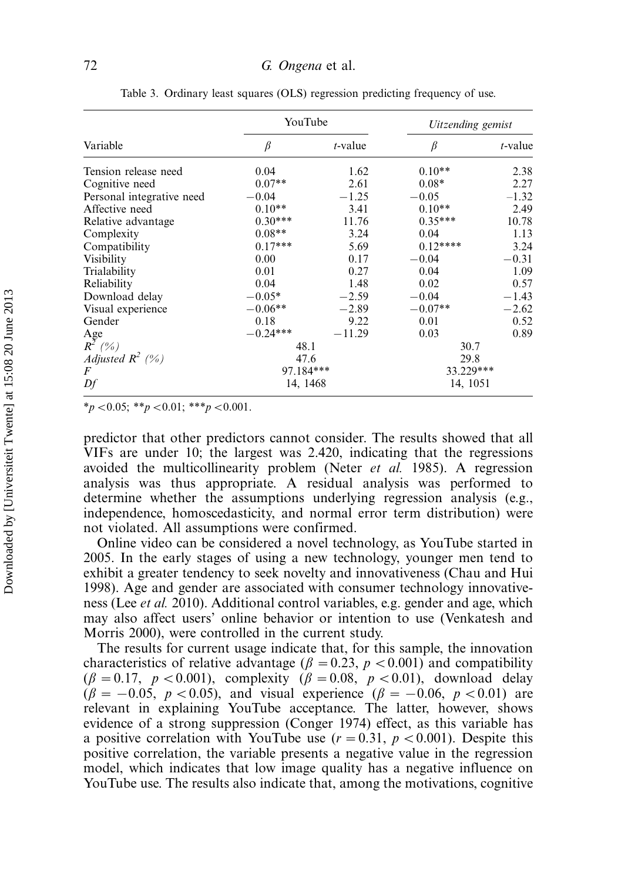Table 3. Ordinary least squares (OLS) regression predicting frequency of use.

| Variable | YouTube | | *Uitzending gemist* | |
|---|---|---|---|---|
| | $\beta$ | *t*-value | $\beta$ | *t*-value |
| Tension release need | 0.04 | 1.62 | 0.10** | 2.38 |
| Cognitive need | 0.07** | 2.61 | 0.08* | 2.27 |
| Personal integrative need | −0.04 | −1.25 | −0.05 | −1.32 |
| Affective need | 0.10** | 3.41 | 0.10** | 2.49 |
| Relative advantage | 0.30*** | 11.76 | 0.35*** | 10.78 |
| Complexity | 0.08** | 3.24 | 0.04 | 1.13 |
| Compatibility | 0.17*** | 5.69 | 0.12**** | 3.24 |
| Visibility | 0.00 | 0.17 | −0.04 | −0.31 |
| Trialability | 0.01 | 0.27 | 0.04 | 1.09 |
| Reliability | 0.04 | 1.48 | 0.02 | 0.57 |
| Download delay | −0.05* | −2.59 | −0.04 | −1.43 |
| Visual experience | −0.06** | −2.89 | −0.07** | −2.62 |
| Gender | 0.18 | 9.22 | 0.01 | 0.52 |
| Age | −0.24*** | −11.29 | 0.03 | 0.89 |
| *$R^2$ (%)* | 48.1 | | 30.7 | |
| *Adjusted $R^2$ (%)* | 47.6 | | 29.8 | |
| *F* | 97.184*** | | 33.229*** | |
| *Df* | 14, 1468 | | 14, 1051 | |

*$p < 0.05$; **$p < 0.01$; ***$p < 0.001$.

predictor that other predictors cannot consider. The results showed that all VIFs are under 10; the largest was 2.420, indicating that the regressions avoided the multicollinearity problem (Neter *et al.* 1985). A regression analysis was thus appropriate. A residual analysis was performed to determine whether the assumptions underlying regression analysis (e.g., independence, homoscedasticity, and normal error term distribution) were not violated. All assumptions were confirmed.

Online video can be considered a novel technology, as YouTube started in 2005. In the early stages of using a new technology, younger men tend to exhibit a greater tendency to seek novelty and innovativeness (Chau and Hui 1998). Age and gender are associated with consumer technology innovativeness (Lee *et al.* 2010). Additional control variables, e.g. gender and age, which may also affect users' online behavior or intention to use (Venkatesh and Morris 2000), were controlled in the current study.

The results for current usage indicate that, for this sample, the innovation characteristics of relative advantage ($\beta = 0.23$, $p < 0.001$) and compatibility ($\beta = 0.17$, $p < 0.001$), complexity ($\beta = 0.08$, $p < 0.01$), download delay ($\beta = -0.05$, $p < 0.05$), and visual experience ($\beta = -0.06$, $p < 0.01$) are relevant in explaining YouTube acceptance. The latter, however, shows evidence of a strong suppression (Conger 1974) effect, as this variable has a positive correlation with YouTube use ($r = 0.31$, $p < 0.001$). Despite this positive correlation, the variable presents a negative value in the regression model, which indicates that low image quality has a negative influence on YouTube use. The results also indicate that, among the motivations, cognitive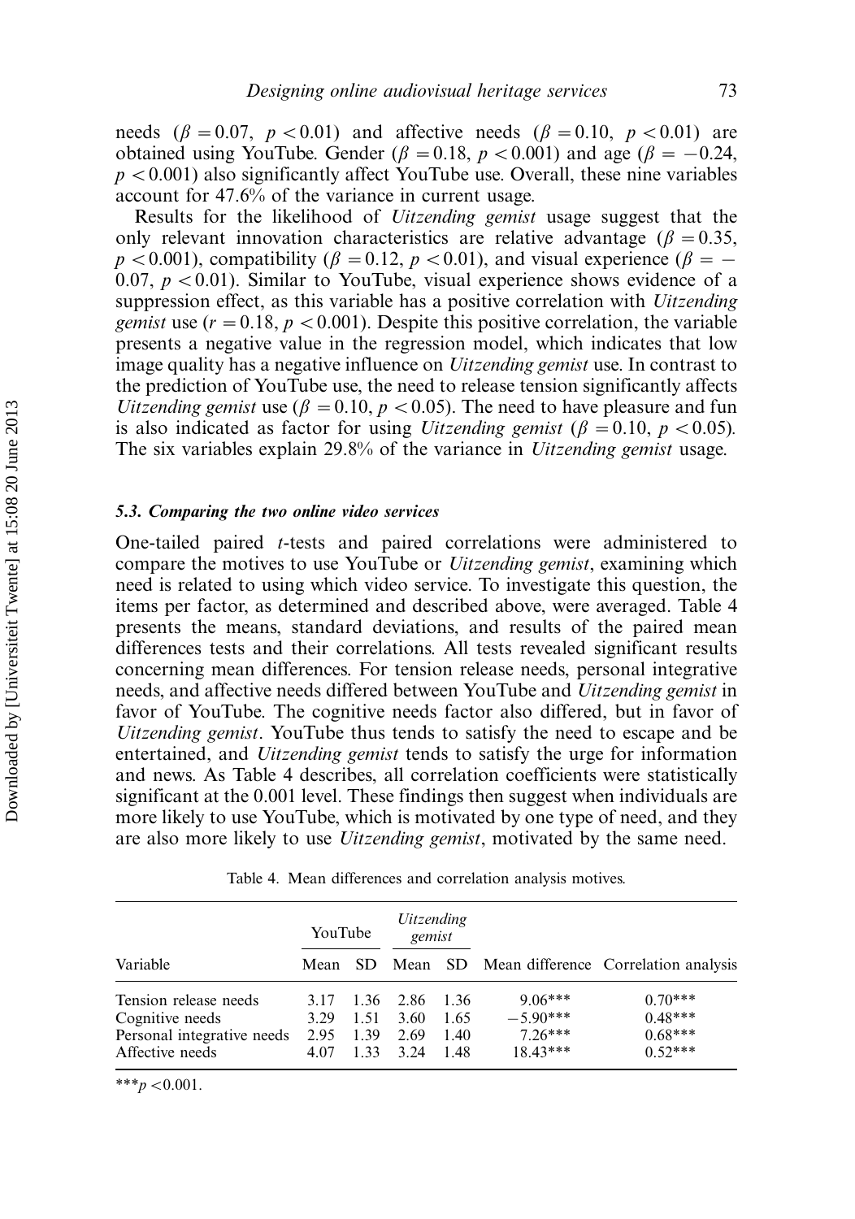needs ($\beta = 0.07$, $p < 0.01$) and affective needs ($\beta = 0.10$, $p < 0.01$) are obtained using YouTube. Gender ($\beta = 0.18$, $p < 0.001$) and age ($\beta = -0.24$, $p < 0.001$) also significantly affect YouTube use. Overall, these nine variables account for 47.6% of the variance in current usage.

Results for the likelihood of *Uitzending gemist* usage suggest that the only relevant innovation characteristics are relative advantage ($\beta = 0.35$, $p < 0.001$), compatibility ($\beta = 0.12$, $p < 0.01$), and visual experience ($\beta = -0.07$, $p < 0.01$). Similar to YouTube, visual experience shows evidence of a suppression effect, as this variable has a positive correlation with *Uitzending gemist* use ($r = 0.18$, $p < 0.001$). Despite this positive correlation, the variable presents a negative value in the regression model, which indicates that low image quality has a negative influence on *Uitzending gemist* use. In contrast to the prediction of YouTube use, the need to release tension significantly affects *Uitzending gemist* use ($\beta = 0.10$, $p < 0.05$). The need to have pleasure and fun is also indicated as factor for using *Uitzending gemist* ($\beta = 0.10$, $p < 0.05$). The six variables explain 29.8% of the variance in *Uitzending gemist* usage.

### 5.3. Comparing the two online video services

One-tailed paired *t*-tests and paired correlations were administered to compare the motives to use YouTube or *Uitzending gemist*, examining which need is related to using which video service. To investigate this question, the items per factor, as determined and described above, were averaged. Table 4 presents the means, standard deviations, and results of the paired mean differences tests and their correlations. All tests revealed significant results concerning mean differences. For tension release needs, personal integrative needs, and affective needs differed between YouTube and *Uitzending gemist* in favor of YouTube. The cognitive needs factor also differed, but in favor of *Uitzending gemist*. YouTube thus tends to satisfy the need to escape and be entertained, and *Uitzending gemist* tends to satisfy the urge for information and news. As Table 4 describes, all correlation coefficients were statistically significant at the 0.001 level. These findings then suggest when individuals are more likely to use YouTube, which is motivated by one type of need, and they are also more likely to use *Uitzending gemist*, motivated by the same need.

Table 4. Mean differences and correlation analysis motives.

| | YouTube | | *Uitzending gemist* | | | |
|---|---|---|---|---|---|---|
| Variable | Mean | SD | Mean | SD | Mean difference | Correlation analysis |
| Tension release needs | 3.17 | 1.36 | 2.86 | 1.36 | 9.06*** | 0.70*** |
| Cognitive needs | 3.29 | 1.51 | 3.60 | 1.65 | −5.90*** | 0.48*** |
| Personal integrative needs | 2.95 | 1.39 | 2.69 | 1.40 | 7.26*** | 0.68*** |
| Affective needs | 4.07 | 1.33 | 3.24 | 1.48 | 18.43*** | 0.52*** |

***$p < 0.001$.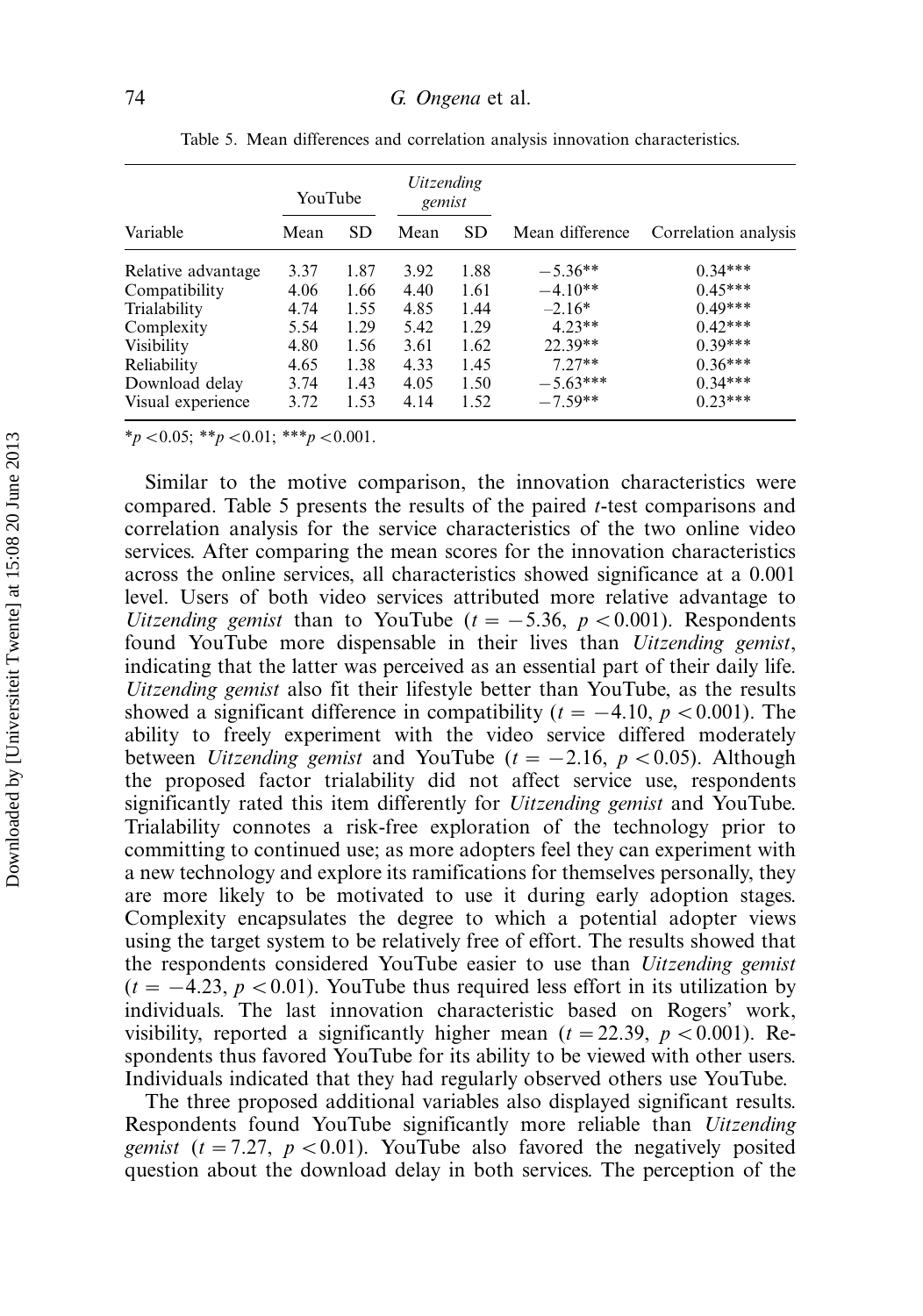Table 5. Mean differences and correlation analysis innovation characteristics.

| | YouTube | | *Uitzending gemist* | | | |
|---|---|---|---|---|---|---|
| Variable | Mean | SD | Mean | SD | Mean difference | Correlation analysis |
| Relative advantage | 3.37 | 1.87 | 3.92 | 1.88 | −5.36** | 0.34*** |
| Compatibility | 4.06 | 1.66 | 4.40 | 1.61 | −4.10** | 0.45*** |
| Trialability | 4.74 | 1.55 | 4.85 | 1.44 | −2.16* | 0.49*** |
| Complexity | 5.54 | 1.29 | 5.42 | 1.29 | 4.23** | 0.42*** |
| Visibility | 4.80 | 1.56 | 3.61 | 1.62 | 22.39** | 0.39*** |
| Reliability | 4.65 | 1.38 | 4.33 | 1.45 | 7.27** | 0.36*** |
| Download delay | 3.74 | 1.43 | 4.05 | 1.50 | −5.63*** | 0.34*** |
| Visual experience | 3.72 | 1.53 | 4.14 | 1.52 | −7.59** | 0.23*** |

*$p < 0.05$; **$p < 0.01$; ***$p < 0.001$.

Similar to the motive comparison, the innovation characteristics were compared. Table 5 presents the results of the paired *t*-test comparisons and correlation analysis for the service characteristics of the two online video services. After comparing the mean scores for the innovation characteristics across the online services, all characteristics showed significance at a 0.001 level. Users of both video services attributed more relative advantage to *Uitzending gemist* than to YouTube ($t = -5.36$, $p < 0.001$). Respondents found YouTube more dispensable in their lives than *Uitzending gemist*, indicating that the latter was perceived as an essential part of their daily life. *Uitzending gemist* also fit their lifestyle better than YouTube, as the results showed a significant difference in compatibility ($t = -4.10$, $p < 0.001$). The ability to freely experiment with the video service differed moderately between *Uitzending gemist* and YouTube ($t = -2.16$, $p < 0.05$). Although the proposed factor trialability did not affect service use, respondents significantly rated this item differently for *Uitzending gemist* and YouTube. Trialability connotes a risk-free exploration of the technology prior to committing to continued use; as more adopters feel they can experiment with a new technology and explore its ramifications for themselves personally, they are more likely to be motivated to use it during early adoption stages. Complexity encapsulates the degree to which a potential adopter views using the target system to be relatively free of effort. The results showed that the respondents considered YouTube easier to use than *Uitzending gemist* ($t = -4.23$, $p < 0.01$). YouTube thus required less effort in its utilization by individuals. The last innovation characteristic based on Rogers' work, visibility, reported a significantly higher mean ($t = 22.39$, $p < 0.001$). Respondents thus favored YouTube for its ability to be viewed with other users. Individuals indicated that they had regularly observed others use YouTube.

The three proposed additional variables also displayed significant results. Respondents found YouTube significantly more reliable than *Uitzending gemist* ($t = 7.27$, $p < 0.01$). YouTube also favored the negatively posited question about the download delay in both services. The perception of the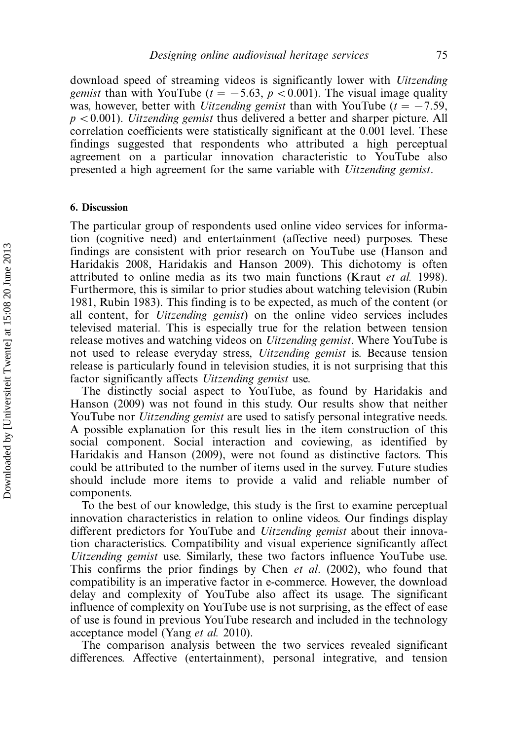download speed of streaming videos is significantly lower with *Uitzending gemist* than with YouTube ($t = -5.63$, $p < 0.001$). The visual image quality was, however, better with *Uitzending gemist* than with YouTube ($t = -7.59$, $p < 0.001$). *Uitzending gemist* thus delivered a better and sharper picture. All correlation coefficients were statistically significant at the 0.001 level. These findings suggested that respondents who attributed a high perceptual agreement on a particular innovation characteristic to YouTube also presented a high agreement for the same variable with *Uitzending gemist*.

## 6. Discussion

The particular group of respondents used online video services for information (cognitive need) and entertainment (affective need) purposes. These findings are consistent with prior research on YouTube use (Hanson and Haridakis 2008, Haridakis and Hanson 2009). This dichotomy is often attributed to online media as its two main functions (Kraut *et al.* 1998). Furthermore, this is similar to prior studies about watching television (Rubin 1981, Rubin 1983). This finding is to be expected, as much of the content (or all content, for *Uitzending gemist*) on the online video services includes televised material. This is especially true for the relation between tension release motives and watching videos on *Uitzending gemist*. Where YouTube is not used to release everyday stress, *Uitzending gemist* is. Because tension release is particularly found in television studies, it is not surprising that this factor significantly affects *Uitzending gemist* use.

The distinctly social aspect to YouTube, as found by Haridakis and Hanson (2009) was not found in this study. Our results show that neither YouTube nor *Uitzending gemist* are used to satisfy personal integrative needs. A possible explanation for this result lies in the item construction of this social component. Social interaction and coviewing, as identified by Haridakis and Hanson (2009), were not found as distinctive factors. This could be attributed to the number of items used in the survey. Future studies should include more items to provide a valid and reliable number of components.

To the best of our knowledge, this study is the first to examine perceptual innovation characteristics in relation to online videos. Our findings display different predictors for YouTube and *Uitzending gemist* about their innovation characteristics. Compatibility and visual experience significantly affect *Uitzending gemist* use. Similarly, these two factors influence YouTube use. This confirms the prior findings by Chen *et al.* (2002), who found that compatibility is an imperative factor in e-commerce. However, the download delay and complexity of YouTube also affect its usage. The significant influence of complexity on YouTube use is not surprising, as the effect of ease of use is found in previous YouTube research and included in the technology acceptance model (Yang *et al.* 2010).

The comparison analysis between the two services revealed significant differences. Affective (entertainment), personal integrative, and tension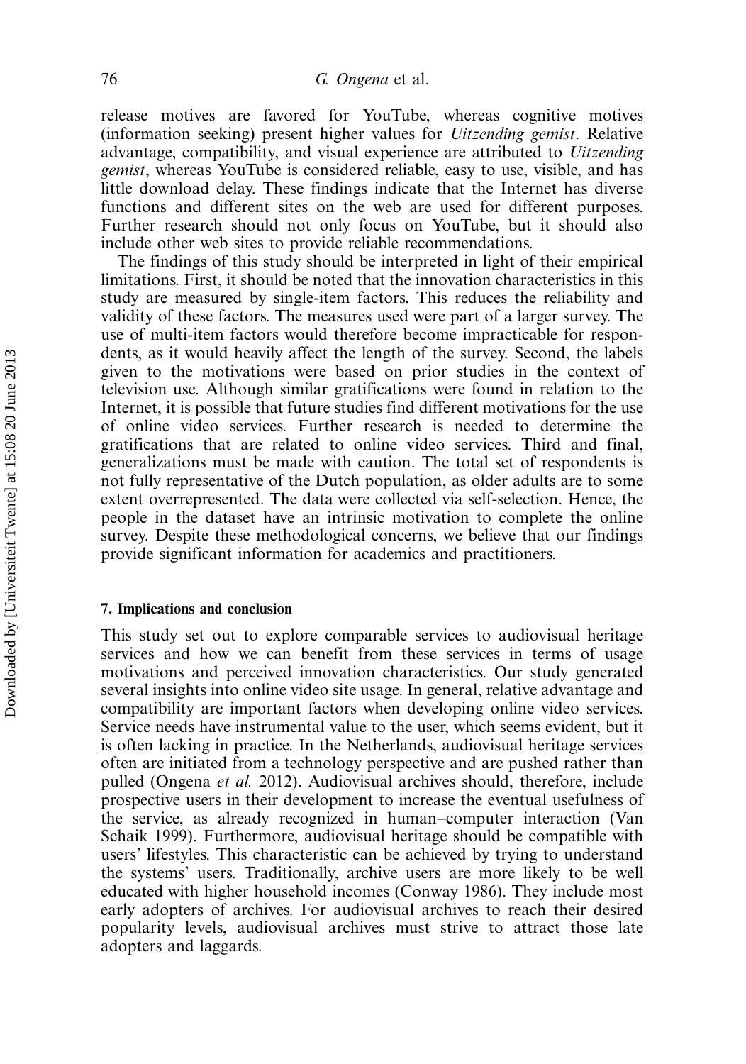release motives are favored for YouTube, whereas cognitive motives (information seeking) present higher values for *Uitzending gemist*. Relative advantage, compatibility, and visual experience are attributed to *Uitzending gemist*, whereas YouTube is considered reliable, easy to use, visible, and has little download delay. These findings indicate that the Internet has diverse functions and different sites on the web are used for different purposes. Further research should not only focus on YouTube, but it should also include other web sites to provide reliable recommendations.

The findings of this study should be interpreted in light of their empirical limitations. First, it should be noted that the innovation characteristics in this study are measured by single-item factors. This reduces the reliability and validity of these factors. The measures used were part of a larger survey. The use of multi-item factors would therefore become impracticable for respondents, as it would heavily affect the length of the survey. Second, the labels given to the motivations were based on prior studies in the context of television use. Although similar gratifications were found in relation to the Internet, it is possible that future studies find different motivations for the use of online video services. Further research is needed to determine the gratifications that are related to online video services. Third and final, generalizations must be made with caution. The total set of respondents is not fully representative of the Dutch population, as older adults are to some extent overrepresented. The data were collected via self-selection. Hence, the people in the dataset have an intrinsic motivation to complete the online survey. Despite these methodological concerns, we believe that our findings provide significant information for academics and practitioners.

## 7. Implications and conclusion

This study set out to explore comparable services to audiovisual heritage services and how we can benefit from these services in terms of usage motivations and perceived innovation characteristics. Our study generated several insights into online video site usage. In general, relative advantage and compatibility are important factors when developing online video services. Service needs have instrumental value to the user, which seems evident, but it is often lacking in practice. In the Netherlands, audiovisual heritage services often are initiated from a technology perspective and are pushed rather than pulled (Ongena *et al.* 2012). Audiovisual archives should, therefore, include prospective users in their development to increase the eventual usefulness of the service, as already recognized in human–computer interaction (Van Schaik 1999). Furthermore, audiovisual heritage should be compatible with users' lifestyles. This characteristic can be achieved by trying to understand the systems' users. Traditionally, archive users are more likely to be well educated with higher household incomes (Conway 1986). They include most early adopters of archives. For audiovisual archives to reach their desired popularity levels, audiovisual archives must strive to attract those late adopters and laggards.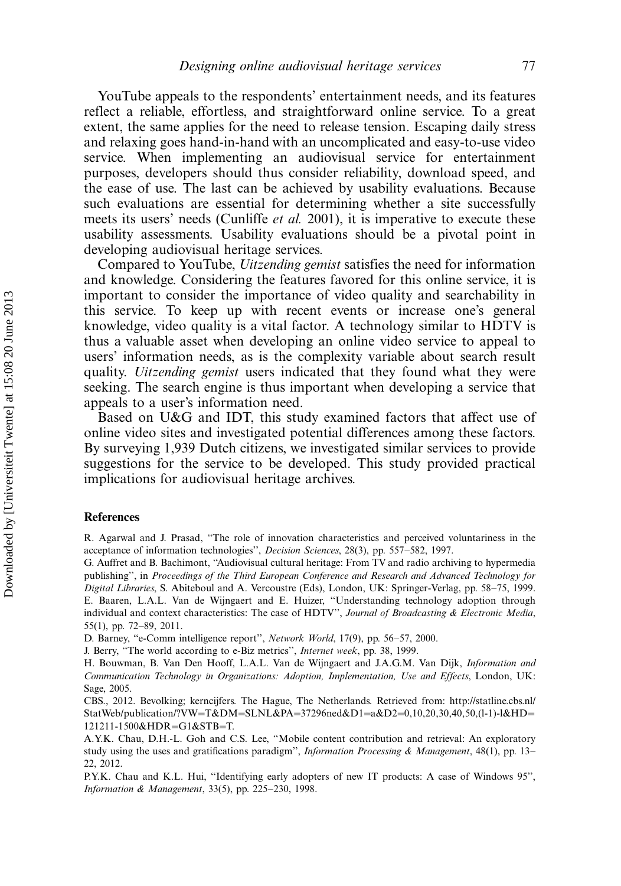YouTube appeals to the respondents' entertainment needs, and its features reflect a reliable, effortless, and straightforward online service. To a great extent, the same applies for the need to release tension. Escaping daily stress and relaxing goes hand-in-hand with an uncomplicated and easy-to-use video service. When implementing an audiovisual service for entertainment purposes, developers should thus consider reliability, download speed, and the ease of use. The last can be achieved by usability evaluations. Because such evaluations are essential for determining whether a site successfully meets its users' needs (Cunliffe *et al.* 2001), it is imperative to execute these usability assessments. Usability evaluations should be a pivotal point in developing audiovisual heritage services.

Compared to YouTube, *Uitzending gemist* satisfies the need for information and knowledge. Considering the features favored for this online service, it is important to consider the importance of video quality and searchability in this service. To keep up with recent events or increase one's general knowledge, video quality is a vital factor. A technology similar to HDTV is thus a valuable asset when developing an online video service to appeal to users' information needs, as is the complexity variable about search result quality. *Uitzending gemist* users indicated that they found what they were seeking. The search engine is thus important when developing a service that appeals to a user's information need.

Based on U&G and IDT, this study examined factors that affect use of online video sites and investigated potential differences among these factors. By surveying 1,939 Dutch citizens, we investigated similar services to provide suggestions for the service to be developed. This study provided practical implications for audiovisual heritage archives.

## References

R. Agarwal and J. Prasad, "The role of innovation characteristics and perceived voluntariness in the acceptance of information technologies", *Decision Sciences*, 28(3), pp. 557–582, 1997.

G. Auffret and B. Bachimont, "Audiovisual cultural heritage: From TV and radio archiving to hypermedia publishing", in *Proceedings of the Third European Conference and Research and Advanced Technology for Digital Libraries*, S. Abiteboul and A. Vercoustre (Eds), London, UK: Springer-Verlag, pp. 58–75, 1999.

E. Baaren, L.A.L. Van de Wijngaert and E. Huizer, "Understanding technology adoption through individual and context characteristics: The case of HDTV", *Journal of Broadcasting & Electronic Media*, 55(1), pp. 72–89, 2011.

D. Barney, "e-Comm intelligence report", *Network World*, 17(9), pp. 56–57, 2000.

J. Berry, "The world according to e-Biz metrics", *Internet week*, pp. 38, 1999.

H. Bouwman, B. Van Den Hooff, L.A.L. Van de Wijngaert and J.A.G.M. Van Dijk, *Information and Communication Technology in Organizations: Adoption, Implementation, Use and Effects*, London, UK: Sage, 2005.

CBS., 2012. Bevolking; kerncijfers. The Hague, The Netherlands. Retrieved from: http://statline.cbs.nl/StatWeb/publication/?VW=T&DM=SLNL&PA=37296ned&D1=a&D2=0,10,20,30,40,50,(l-1)-l&HD=121211-1500&HDR=G1&STB=T.

A.Y.K. Chau, D.H.-L. Goh and C.S. Lee, "Mobile content contribution and retrieval: An exploratory study using the uses and gratifications paradigm", *Information Processing & Management*, 48(1), pp. 13–22, 2012.

P.Y.K. Chau and K.L. Hui, "Identifying early adopters of new IT products: A case of Windows 95", *Information & Management*, 33(5), pp. 225–230, 1998.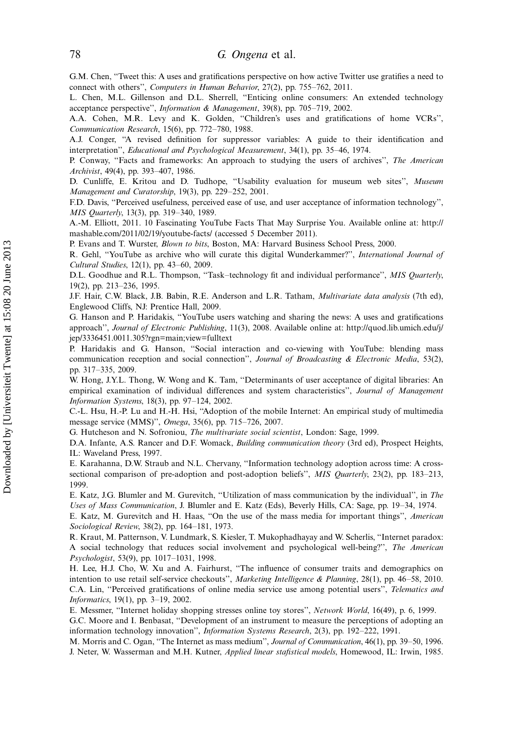G.M. Chen, "Tweet this: A uses and gratifications perspective on how active Twitter use gratifies a need to connect with others", *Computers in Human Behavior*, 27(2), pp. 755–762, 2011.

L. Chen, M.L. Gillenson and D.L. Sherrell, "Enticing online consumers: An extended technology acceptance perspective", *Information & Management*, 39(8), pp. 705–719, 2002.

A.A. Cohen, M.R. Levy and K. Golden, "Children's uses and gratifications of home VCRs", *Communication Research*, 15(6), pp. 772–780, 1988.

A.J. Conger, "A revised definition for suppressor variables: A guide to their identification and interpretation", *Educational and Psychological Measurement*, 34(1), pp. 35–46, 1974.

P. Conway, "Facts and frameworks: An approach to studying the users of archives", *The American Archivist*, 49(4), pp. 393–407, 1986.

D. Cunliffe, E. Kritou and D. Tudhope, "Usability evaluation for museum web sites", *Museum Management and Curatorship*, 19(3), pp. 229–252, 2001.

F.D. Davis, "Perceived usefulness, perceived ease of use, and user acceptance of information technology", *MIS Quarterly*, 13(3), pp. 319–340, 1989.

A.-M. Elliott, 2011. 10 Fascinating YouTube Facts That May Surprise You. Available online at: http://mashable.com/2011/02/19/youtube-facts/ (accessed 5 December 2011).

P. Evans and T. Wurster, *Blown to bits*, Boston, MA: Harvard Business School Press, 2000.

R. Gehl, "YouTube as archive who will curate this digital Wunderkammer?", *International Journal of Cultural Studies*, 12(1), pp. 43–60, 2009.

D.L. Goodhue and R.L. Thompson, "Task–technology fit and individual performance", *MIS Quarterly*, 19(2), pp. 213–236, 1995.

J.F. Hair, C.W. Black, J.B. Babin, R.E. Anderson and L.R. Tatham, *Multivariate data analysis* (7th ed), Englewood Cliffs, NJ: Prentice Hall, 2009.

G. Hanson and P. Haridakis, "YouTube users watching and sharing the news: A uses and gratifications approach", *Journal of Electronic Publishing*, 11(3), 2008. Available online at: http://quod.lib.umich.edu/j/jep/3336451.0011.305?rgn=main;view=fulltext

P. Haridakis and G. Hanson, "Social interaction and co-viewing with YouTube: blending mass communication reception and social connection", *Journal of Broadcasting & Electronic Media*, 53(2), pp. 317–335, 2009.

W. Hong, J.Y.L. Thong, W. Wong and K. Tam, "Determinants of user acceptance of digital libraries: An empirical examination of individual differences and system characteristics", *Journal of Management Information Systems*, 18(3), pp. 97–124, 2002.

C.-L. Hsu, H.-P. Lu and H.-H. Hsi, "Adoption of the mobile Internet: An empirical study of multimedia message service (MMS)", *Omega*, 35(6), pp. 715–726, 2007.

G. Hutcheson and N. Sofroniou, *The multivariate social scientist*, London: Sage, 1999.

D.A. Infante, A.S. Rancer and D.F. Womack, *Building communication theory* (3rd ed), Prospect Heights, IL: Waveland Press, 1997.

E. Karahanna, D.W. Straub and N.L. Chervany, "Information technology adoption across time: A cross-sectional comparison of pre-adoption and post-adoption beliefs", *MIS Quarterly*, 23(2), pp. 183–213, 1999.

E. Katz, J.G. Blumler and M. Gurevitch, "Utilization of mass communication by the individual", in *The Uses of Mass Communication*, J. Blumler and E. Katz (Eds), Beverly Hills, CA: Sage, pp. 19–34, 1974.

E. Katz, M. Gurevitch and H. Haas, "On the use of the mass media for important things", *American Sociological Review*, 38(2), pp. 164–181, 1973.

R. Kraut, M. Patternson, V. Lundmark, S. Kiesler, T. Mukophadhayay and W. Scherlis, "Internet paradox: A social technology that reduces social involvement and psychological well-being?", *The American Psychologist*, 53(9), pp. 1017–1031, 1998.

H. Lee, H.J. Cho, W. Xu and A. Fairhurst, "The influence of consumer traits and demographics on intention to use retail self-service checkouts", *Marketing Intelligence & Planning*, 28(1), pp. 46–58, 2010.

C.A. Lin, "Perceived gratifications of online media service use among potential users", *Telematics and Informatics*, 19(1), pp. 3–19, 2002.

E. Messmer, "Internet holiday shopping stresses online toy stores", *Network World*, 16(49), p. 6, 1999.

G.C. Moore and I. Benbasat, "Development of an instrument to measure the perceptions of adopting an information technology innovation", *Information Systems Research*, 2(3), pp. 192–222, 1991.

M. Morris and C. Ogan, "The Internet as mass medium", *Journal of Communication*, 46(1), pp. 39–50, 1996.

J. Neter, W. Wasserman and M.H. Kutner, *Applied linear stafistical models*, Homewood, IL: Irwin, 1985.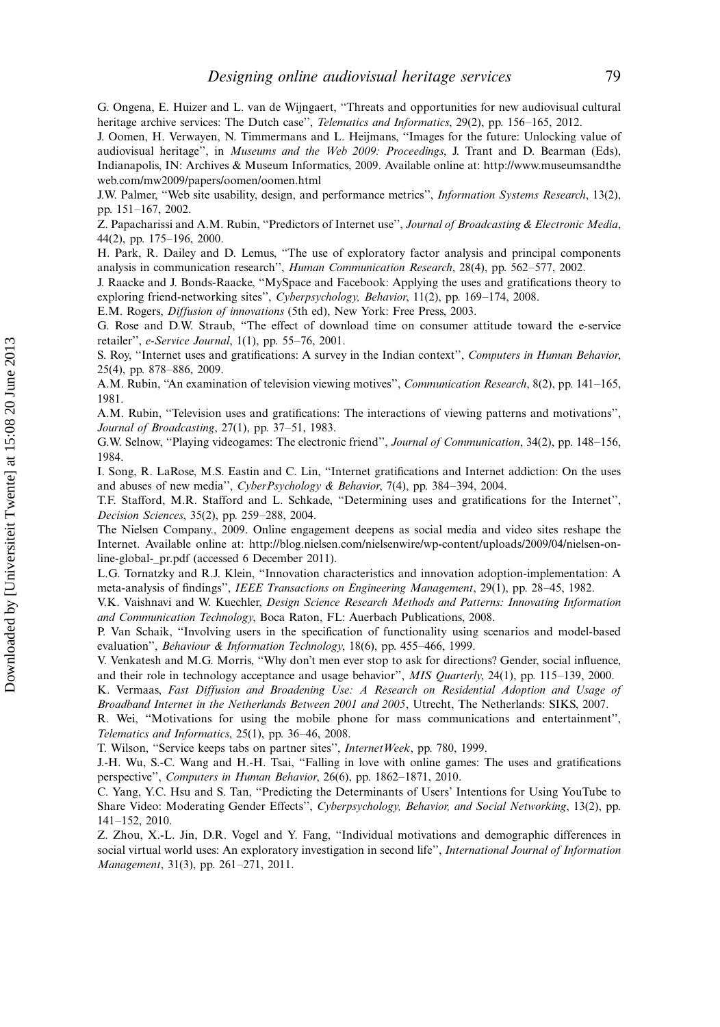G. Ongena, E. Huizer and L. van de Wijngaert, ''Threats and opportunities for new audiovisual cultural heritage archive services: The Dutch case'', *Telematics and Informatics*, 29(2), pp. 156–165, 2012.

J. Oomen, H. Verwayen, N. Timmermans and L. Heijmans, ''Images for the future: Unlocking value of audiovisual heritage'', in *Museums and the Web 2009: Proceedings*, J. Trant and D. Bearman (Eds), Indianapolis, IN: Archives & Museum Informatics, 2009. Available online at: http://www.museumsandtheweb.com/mw2009/papers/oomen/oomen.html

J.W. Palmer, ''Web site usability, design, and performance metrics'', *Information Systems Research*, 13(2), pp. 151–167, 2002.

Z. Papacharissi and A.M. Rubin, ''Predictors of Internet use'', *Journal of Broadcasting & Electronic Media*, 44(2), pp. 175–196, 2000.

H. Park, R. Dailey and D. Lemus, ''The use of exploratory factor analysis and principal components analysis in communication research'', *Human Communication Research*, 28(4), pp. 562–577, 2002.

J. Raacke and J. Bonds-Raacke, ''MySpace and Facebook: Applying the uses and gratifications theory to exploring friend-networking sites'', *Cyberpsychology, Behavior*, 11(2), pp. 169–174, 2008.

E.M. Rogers, *Diffusion of innovations* (5th ed), New York: Free Press, 2003.

G. Rose and D.W. Straub, ''The effect of download time on consumer attitude toward the e-service retailer'', *e-Service Journal*, 1(1), pp. 55–76, 2001.

S. Roy, ''Internet uses and gratifications: A survey in the Indian context'', *Computers in Human Behavior*, 25(4), pp. 878–886, 2009.

A.M. Rubin, ''An examination of television viewing motives'', *Communication Research*, 8(2), pp. 141–165, 1981.

A.M. Rubin, ''Television uses and gratifications: The interactions of viewing patterns and motivations'', *Journal of Broadcasting*, 27(1), pp. 37–51, 1983.

G.W. Selnow, ''Playing videogames: The electronic friend'', *Journal of Communication*, 34(2), pp. 148–156, 1984.

I. Song, R. LaRose, M.S. Eastin and C. Lin, ''Internet gratifications and Internet addiction: On the uses and abuses of new media'', *CyberPsychology & Behavior*, 7(4), pp. 384–394, 2004.

T.F. Stafford, M.R. Stafford and L. Schkade, ''Determining uses and gratifications for the Internet'', *Decision Sciences*, 35(2), pp. 259–288, 2004.

The Nielsen Company., 2009. Online engagement deepens as social media and video sites reshape the Internet. Available online at: http://blog.nielsen.com/nielsenwire/wp-content/uploads/2009/04/nielsen-online-global-_pr.pdf (accessed 6 December 2011).

L.G. Tornatzky and R.J. Klein, ''Innovation characteristics and innovation adoption-implementation: A meta-analysis of findings'', *IEEE Transactions on Engineering Management*, 29(1), pp. 28–45, 1982.

V.K. Vaishnavi and W. Kuechler, *Design Science Research Methods and Patterns: Innovating Information and Communication Technology*, Boca Raton, FL: Auerbach Publications, 2008.

P. Van Schaik, ''Involving users in the specification of functionality using scenarios and model-based evaluation'', *Behaviour & Information Technology*, 18(6), pp. 455–466, 1999.

V. Venkatesh and M.G. Morris, ''Why don't men ever stop to ask for directions? Gender, social influence, and their role in technology acceptance and usage behavior'', *MIS Quarterly*, 24(1), pp. 115–139, 2000.

K. Vermaas, *Fast Diffusion and Broadening Use: A Research on Residential Adoption and Usage of Broadband Internet in the Netherlands Between 2001 and 2005*, Utrecht, The Netherlands: SIKS, 2007.

R. Wei, ''Motivations for using the mobile phone for mass communications and entertainment'', *Telematics and Informatics*, 25(1), pp. 36–46, 2008.

T. Wilson, ''Service keeps tabs on partner sites'', *InternetWeek*, pp. 780, 1999.

J.-H. Wu, S.-C. Wang and H.-H. Tsai, ''Falling in love with online games: The uses and gratifications perspective'', *Computers in Human Behavior*, 26(6), pp. 1862–1871, 2010.

C. Yang, Y.C. Hsu and S. Tan, ''Predicting the Determinants of Users' Intentions for Using YouTube to Share Video: Moderating Gender Effects'', *Cyberpsychology, Behavior, and Social Networking*, 13(2), pp. 141–152, 2010.

Z. Zhou, X.-L. Jin, D.R. Vogel and Y. Fang, ''Individual motivations and demographic differences in social virtual world uses: An exploratory investigation in second life'', *International Journal of Information Management*, 31(3), pp. 261–271, 2011.